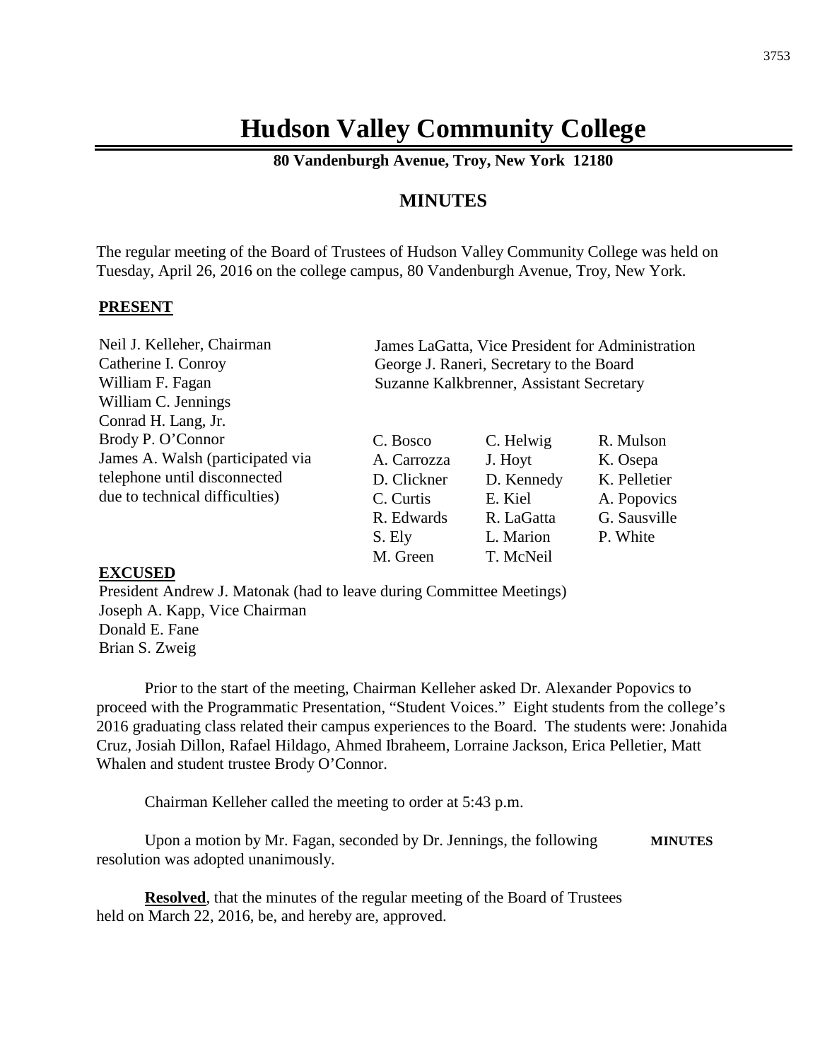# Hudson Valley Community College

**80 Vandenburgh Avenue, Troy, New York 12180**

## MINUTES

The regular meeting of the Board of Trustees of Hudson Valley Community College was held on Tuesday, April 26, 2016 on the college campus, 80 Vandenburgh Avenue, Troy, New York.

**PRESENT**

Neil J. Kelleher, Chairman
Catherine I. Conroy
William F. Fagan
William C. Jennings
Conrad H. Lang, Jr.
Brody P. O'Connor
James A. Walsh (participated via telephone until disconnected due to technical difficulties)

James LaGatta, Vice President for Administration
George J. Raneri, Secretary to the Board
Suzanne Kalkbrenner, Assistant Secretary

| | | |
|---|---|---|
| C. Bosco | C. Helwig | R. Mulson |
| A. Carrozza | J. Hoyt | K. Osepa |
| D. Clickner | D. Kennedy | K. Pelletier |
| C. Curtis | E. Kiel | A. Popovics |
| R. Edwards | R. LaGatta | G. Sausville |
| S. Ely | L. Marion | P. White |
| M. Green | T. McNeil | |

**EXCUSED**

President Andrew J. Matonak (had to leave during Committee Meetings)
Joseph A. Kapp, Vice Chairman
Donald E. Fane
Brian S. Zweig

Prior to the start of the meeting, Chairman Kelleher asked Dr. Alexander Popovics to proceed with the Programmatic Presentation, "Student Voices." Eight students from the college's 2016 graduating class related their campus experiences to the Board. The students were: Jonahida Cruz, Josiah Dillon, Rafael Hildago, Ahmed Ibraheem, Lorraine Jackson, Erica Pelletier, Matt Whalen and student trustee Brody O'Connor.

Chairman Kelleher called the meeting to order at 5:43 p.m.

Upon a motion by Mr. Fagan, seconded by Dr. Jennings, the following resolution was adopted unanimously. **MINUTES**

**Resolved**, that the minutes of the regular meeting of the Board of Trustees held on March 22, 2016, be, and hereby are, approved.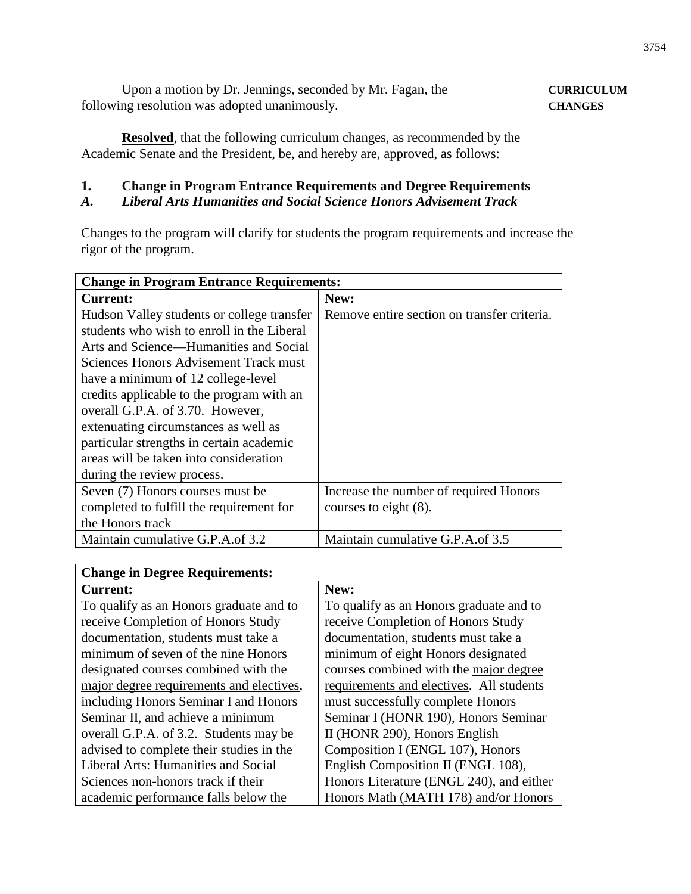Upon a motion by Dr. Jennings, seconded by Mr. Fagan, the following resolution was adopted unanimously.

**CURRICULUM CHANGES**

**Resolved**, that the following curriculum changes, as recommended by the Academic Senate and the President, be, and hereby are, approved, as follows:

**1. Change in Program Entrance Requirements and Degree Requirements**

***A. Liberal Arts Humanities and Social Science Honors Advisement Track***

Changes to the program will clarify for students the program requirements and increase the rigor of the program.

| **Change in Program Entrance Requirements:** | |
|---|---|
| **Current:** | **New:** |
| Hudson Valley students or college transfer students who wish to enroll in the Liberal Arts and Science—Humanities and Social Sciences Honors Advisement Track must have a minimum of 12 college-level credits applicable to the program with an overall G.P.A. of 3.70. However, extenuating circumstances as well as particular strengths in certain academic areas will be taken into consideration during the review process. | Remove entire section on transfer criteria. |
| Seven (7) Honors courses must be completed to fulfill the requirement for the Honors track | Increase the number of required Honors courses to eight (8). |
| Maintain cumulative G.P.A.of 3.2 | Maintain cumulative G.P.A.of 3.5 |

| **Change in Degree Requirements:** | |
|---|---|
| **Current:** | **New:** |
| To qualify as an Honors graduate and to receive Completion of Honors Study documentation, students must take a minimum of seven of the nine Honors designated courses combined with the major degree requirements and electives, including Honors Seminar I and Honors Seminar II, and achieve a minimum overall G.P.A. of 3.2. Students may be advised to complete their studies in the Liberal Arts: Humanities and Social Sciences non-honors track if their academic performance falls below the | To qualify as an Honors graduate and to receive Completion of Honors Study documentation, students must take a minimum of eight Honors designated courses combined with the major degree requirements and electives. All students must successfully complete Honors Seminar I (HONR 190), Honors Seminar II (HONR 290), Honors English Composition I (ENGL 107), Honors English Composition II (ENGL 108), Honors Literature (ENGL 240), and either Honors Math (MATH 178) and/or Honors |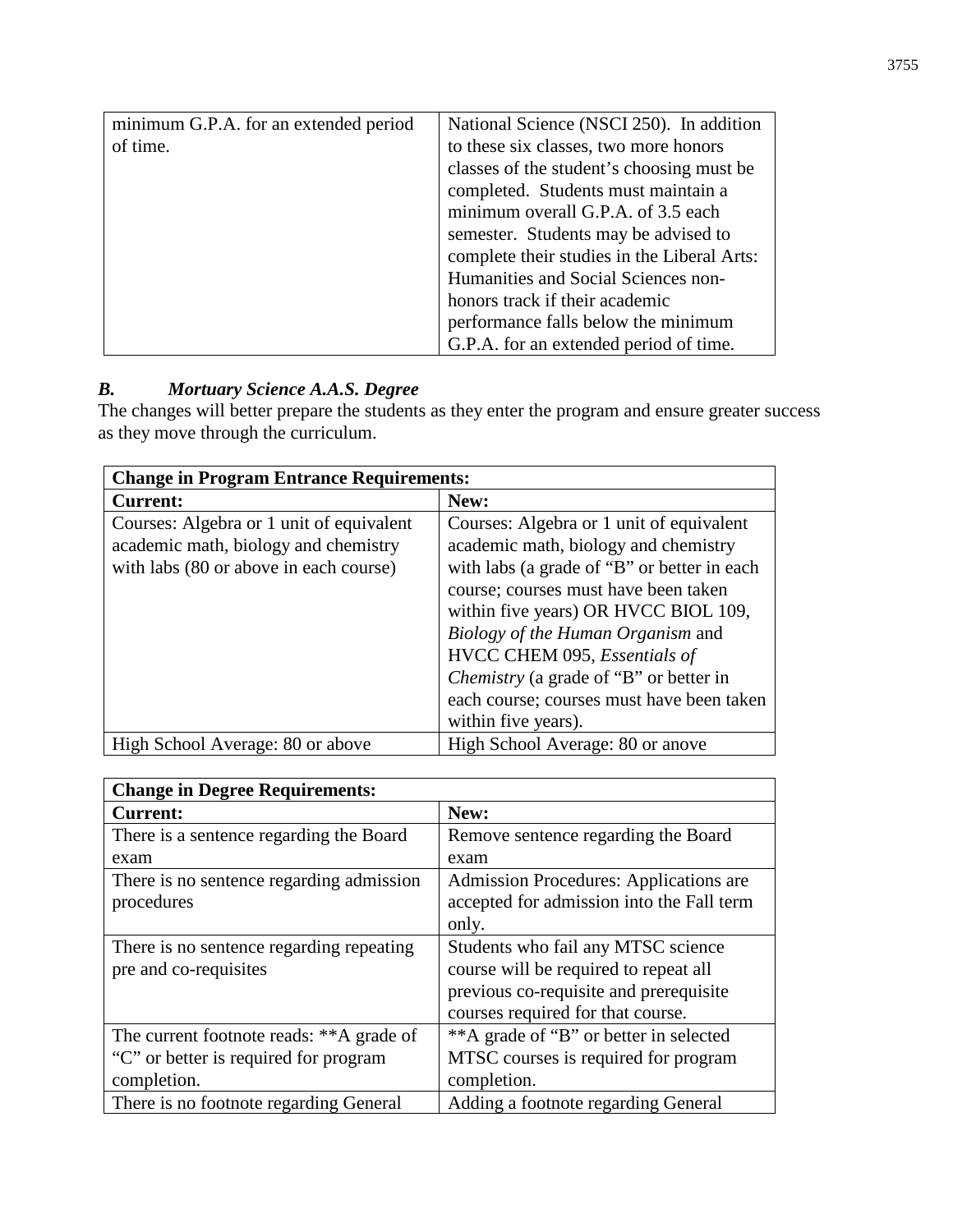| | |
|---|---|
| minimum G.P.A. for an extended period of time. | National Science (NSCI 250). In addition to these six classes, two more honors classes of the student's choosing must be completed. Students must maintain a minimum overall G.P.A. of 3.5 each semester. Students may be advised to complete their studies in the Liberal Arts: Humanities and Social Sciences non-honors track if their academic performance falls below the minimum G.P.A. for an extended period of time. |

### *B. Mortuary Science A.A.S. Degree*

The changes will better prepare the students as they enter the program and ensure greater success as they move through the curriculum.

| **Change in Program Entrance Requirements:** | |
|---|---|
| **Current:** | **New:** |
| Courses: Algebra or 1 unit of equivalent academic math, biology and chemistry with labs (80 or above in each course) | Courses: Algebra or 1 unit of equivalent academic math, biology and chemistry with labs (a grade of "B" or better in each course; courses must have been taken within five years) OR HVCC BIOL 109, *Biology of the Human Organism* and HVCC CHEM 095, *Essentials of Chemistry* (a grade of "B" or better in each course; courses must have been taken within five years). |
| High School Average: 80 or above | High School Average: 80 or anove |

| **Change in Degree Requirements:** | |
|---|---|
| **Current:** | **New:** |
| There is a sentence regarding the Board exam | Remove sentence regarding the Board exam |
| There is no sentence regarding admission procedures | Admission Procedures: Applications are accepted for admission into the Fall term only. |
| There is no sentence regarding repeating pre and co-requisites | Students who fail any MTSC science course will be required to repeat all previous co-requisite and prerequisite courses required for that course. |
| The current footnote reads: **A grade of "C" or better is required for program completion. | **A grade of "B" or better in selected MTSC courses is required for program completion. |
| There is no footnote regarding General | Adding a footnote regarding General |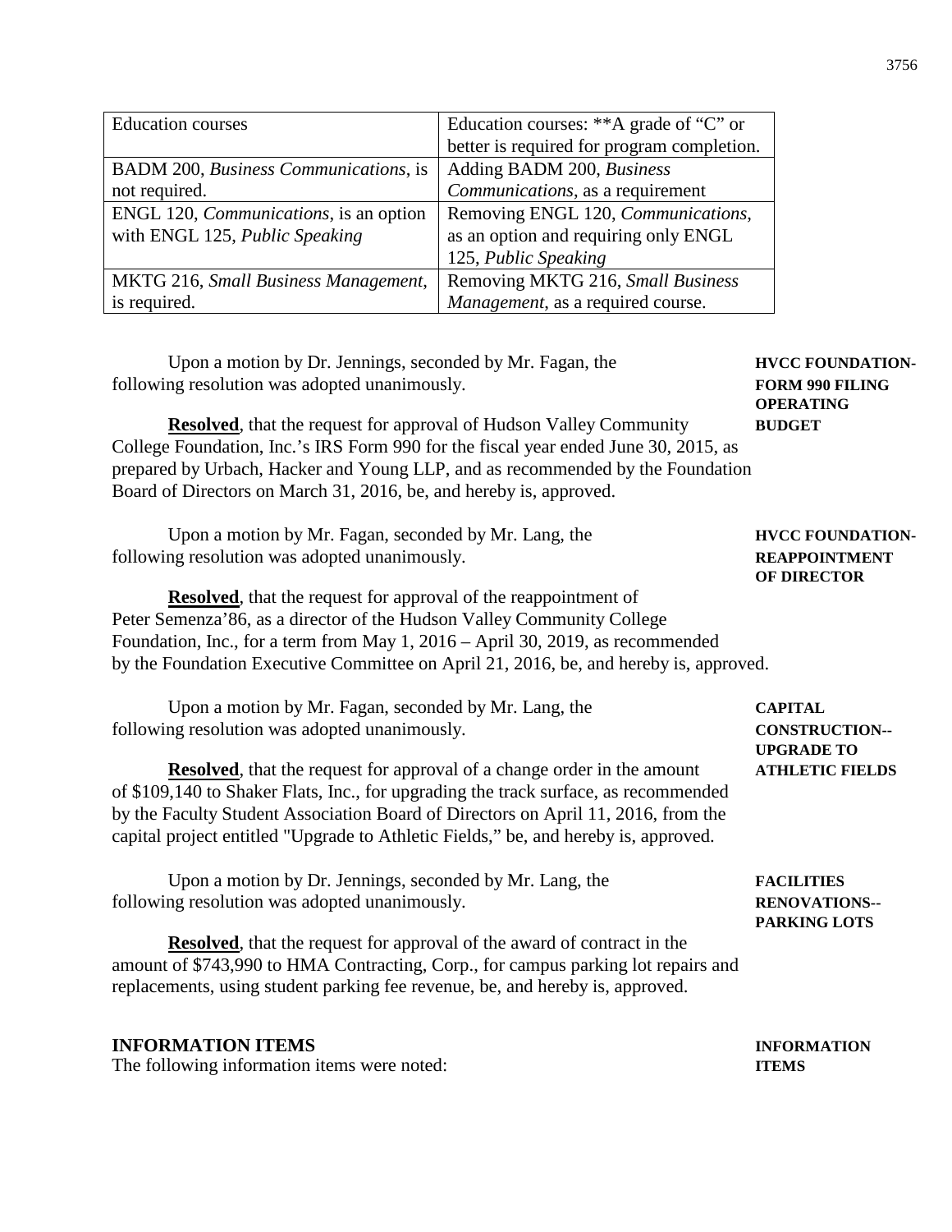| Education courses | Education courses: **A grade of "C" or better is required for program completion. |
|---|---|
| BADM 200, *Business Communications*, is not required. | Adding BADM 200, *Business Communications*, as a requirement |
| ENGL 120, *Communications*, is an option with ENGL 125, *Public Speaking* | Removing ENGL 120, *Communications*, as an option and requiring only ENGL 125, *Public Speaking* |
| MKTG 216, *Small Business Management*, is required. | Removing MKTG 216, *Small Business Management*, as a required course. |

**HVCC FOUNDATION-FORM 990 FILING OPERATING BUDGET**

Upon a motion by Dr. Jennings, seconded by Mr. Fagan, the following resolution was adopted unanimously.

**Resolved**, that the request for approval of Hudson Valley Community College Foundation, Inc.'s IRS Form 990 for the fiscal year ended June 30, 2015, as prepared by Urbach, Hacker and Young LLP, and as recommended by the Foundation Board of Directors on March 31, 2016, be, and hereby is, approved.

**HVCC FOUNDATION-REAPPOINTMENT OF DIRECTOR**

Upon a motion by Mr. Fagan, seconded by Mr. Lang, the following resolution was adopted unanimously.

**Resolved**, that the request for approval of the reappointment of Peter Semenza'86, as a director of the Hudson Valley Community College Foundation, Inc., for a term from May 1, 2016 – April 30, 2019, as recommended by the Foundation Executive Committee on April 21, 2016, be, and hereby is, approved.

**CAPITAL CONSTRUCTION--UPGRADE TO ATHLETIC FIELDS**

Upon a motion by Mr. Fagan, seconded by Mr. Lang, the following resolution was adopted unanimously.

**Resolved**, that the request for approval of a change order in the amount of $109,140 to Shaker Flats, Inc., for upgrading the track surface, as recommended by the Faculty Student Association Board of Directors on April 11, 2016, from the capital project entitled "Upgrade to Athletic Fields," be, and hereby is, approved.

**FACILITIES RENOVATIONS--PARKING LOTS**

Upon a motion by Dr. Jennings, seconded by Mr. Lang, the following resolution was adopted unanimously.

**Resolved**, that the request for approval of the award of contract in the amount of $743,990 to HMA Contracting, Corp., for campus parking lot repairs and replacements, using student parking fee revenue, be, and hereby is, approved.

**INFORMATION ITEMS**

The following information items were noted: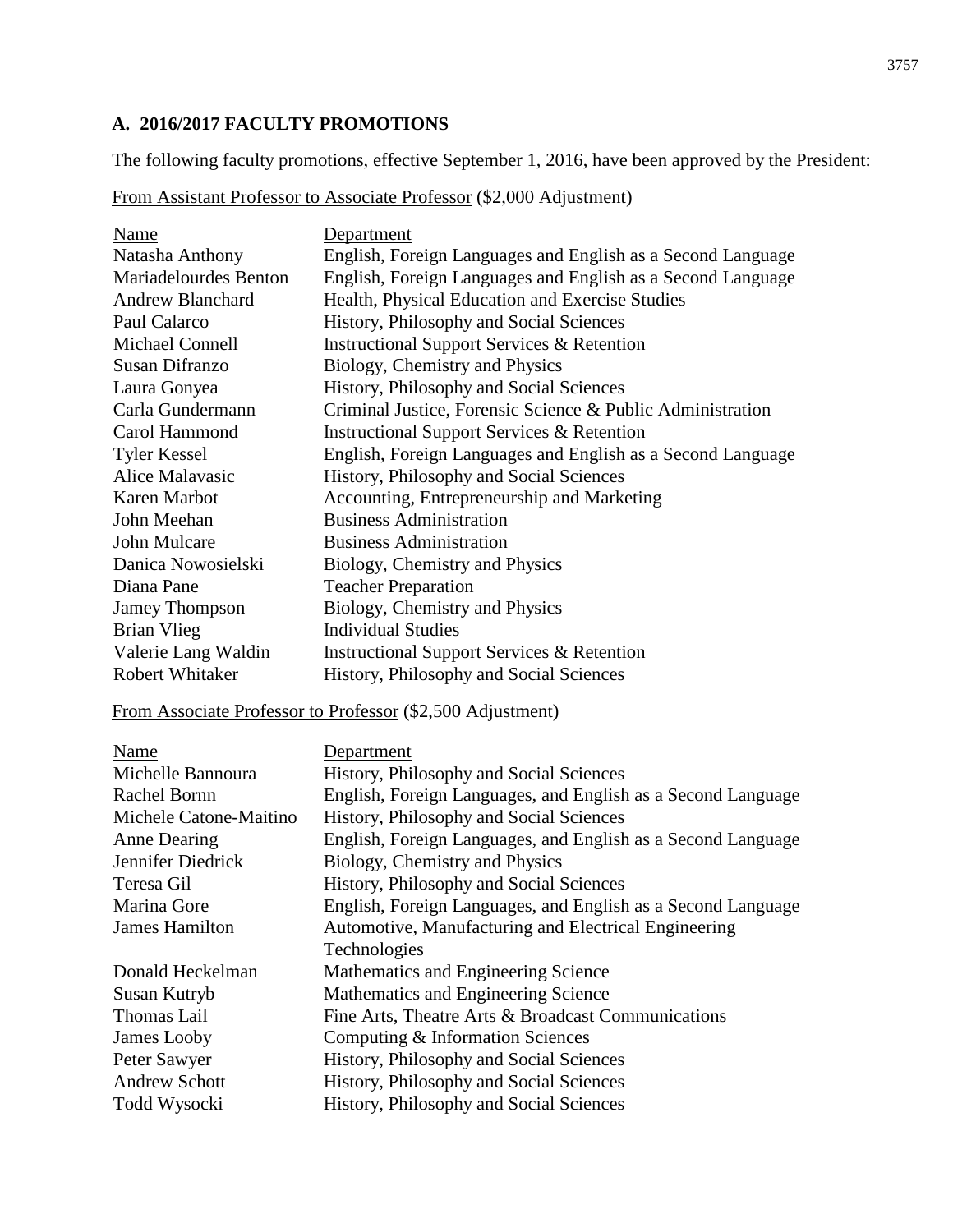## A. 2016/2017 FACULTY PROMOTIONS

The following faculty promotions, effective September 1, 2016, have been approved by the President:

From Assistant Professor to Associate Professor ($2,000 Adjustment)

| Name | Department |
|---|---|
| Natasha Anthony | English, Foreign Languages and English as a Second Language |
| Mariadelourdes Benton | English, Foreign Languages and English as a Second Language |
| Andrew Blanchard | Health, Physical Education and Exercise Studies |
| Paul Calarco | History, Philosophy and Social Sciences |
| Michael Connell | Instructional Support Services & Retention |
| Susan Difranzo | Biology, Chemistry and Physics |
| Laura Gonyea | History, Philosophy and Social Sciences |
| Carla Gundermann | Criminal Justice, Forensic Science & Public Administration |
| Carol Hammond | Instructional Support Services & Retention |
| Tyler Kessel | English, Foreign Languages and English as a Second Language |
| Alice Malavasic | History, Philosophy and Social Sciences |
| Karen Marbot | Accounting, Entrepreneurship and Marketing |
| John Meehan | Business Administration |
| John Mulcare | Business Administration |
| Danica Nowosielski | Biology, Chemistry and Physics |
| Diana Pane | Teacher Preparation |
| Jamey Thompson | Biology, Chemistry and Physics |
| Brian Vlieg | Individual Studies |
| Valerie Lang Waldin | Instructional Support Services & Retention |
| Robert Whitaker | History, Philosophy and Social Sciences |

From Associate Professor to Professor ($2,500 Adjustment)

| Name | Department |
|---|---|
| Michelle Bannoura | History, Philosophy and Social Sciences |
| Rachel Bornn | English, Foreign Languages, and English as a Second Language |
| Michele Catone-Maitino | History, Philosophy and Social Sciences |
| Anne Dearing | English, Foreign Languages, and English as a Second Language |
| Jennifer Diedrick | Biology, Chemistry and Physics |
| Teresa Gil | History, Philosophy and Social Sciences |
| Marina Gore | English, Foreign Languages, and English as a Second Language |
| James Hamilton | Automotive, Manufacturing and Electrical Engineering Technologies |
| Donald Heckelman | Mathematics and Engineering Science |
| Susan Kutryb | Mathematics and Engineering Science |
| Thomas Lail | Fine Arts, Theatre Arts & Broadcast Communications |
| James Looby | Computing & Information Sciences |
| Peter Sawyer | History, Philosophy and Social Sciences |
| Andrew Schott | History, Philosophy and Social Sciences |
| Todd Wysocki | History, Philosophy and Social Sciences |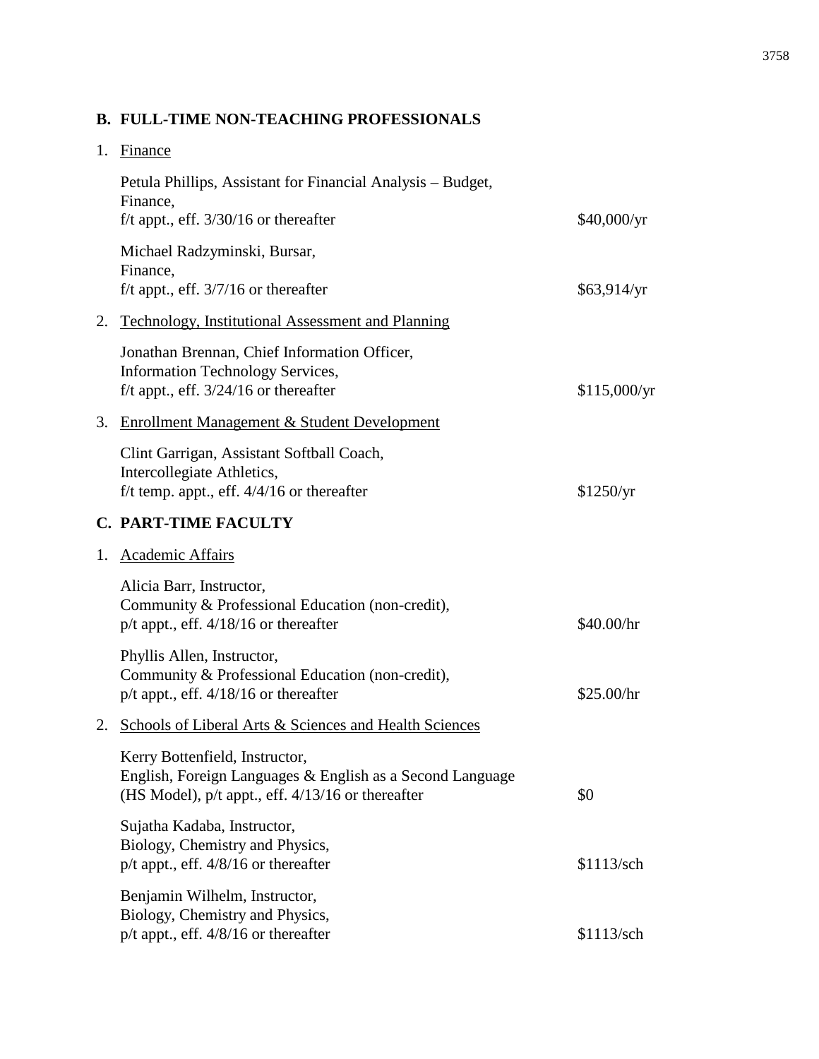## B. FULL-TIME NON-TEACHING PROFESSIONALS

1. Finance

   Petula Phillips, Assistant for Financial Analysis – Budget,
   Finance,
   f/t appt., eff. 3/30/16 or thereafter — $40,000/yr

   Michael Radzyminski, Bursar,
   Finance,
   f/t appt., eff. 3/7/16 or thereafter — $63,914/yr

2. Technology, Institutional Assessment and Planning

   Jonathan Brennan, Chief Information Officer,
   Information Technology Services,
   f/t appt., eff. 3/24/16 or thereafter — $115,000/yr

3. Enrollment Management & Student Development

   Clint Garrigan, Assistant Softball Coach,
   Intercollegiate Athletics,
   f/t temp. appt., eff. 4/4/16 or thereafter — $1250/yr

## C. PART-TIME FACULTY

1. Academic Affairs

   Alicia Barr, Instructor,
   Community & Professional Education (non-credit),
   p/t appt., eff. 4/18/16 or thereafter — $40.00/hr

   Phyllis Allen, Instructor,
   Community & Professional Education (non-credit),
   p/t appt., eff. 4/18/16 or thereafter — $25.00/hr

2. Schools of Liberal Arts & Sciences and Health Sciences

   Kerry Bottenfield, Instructor,
   English, Foreign Languages & English as a Second Language
   (HS Model), p/t appt., eff. 4/13/16 or thereafter — $0

   Sujatha Kadaba, Instructor,
   Biology, Chemistry and Physics,
   p/t appt., eff. 4/8/16 or thereafter — $1113/sch

   Benjamin Wilhelm, Instructor,
   Biology, Chemistry and Physics,
   p/t appt., eff. 4/8/16 or thereafter — $1113/sch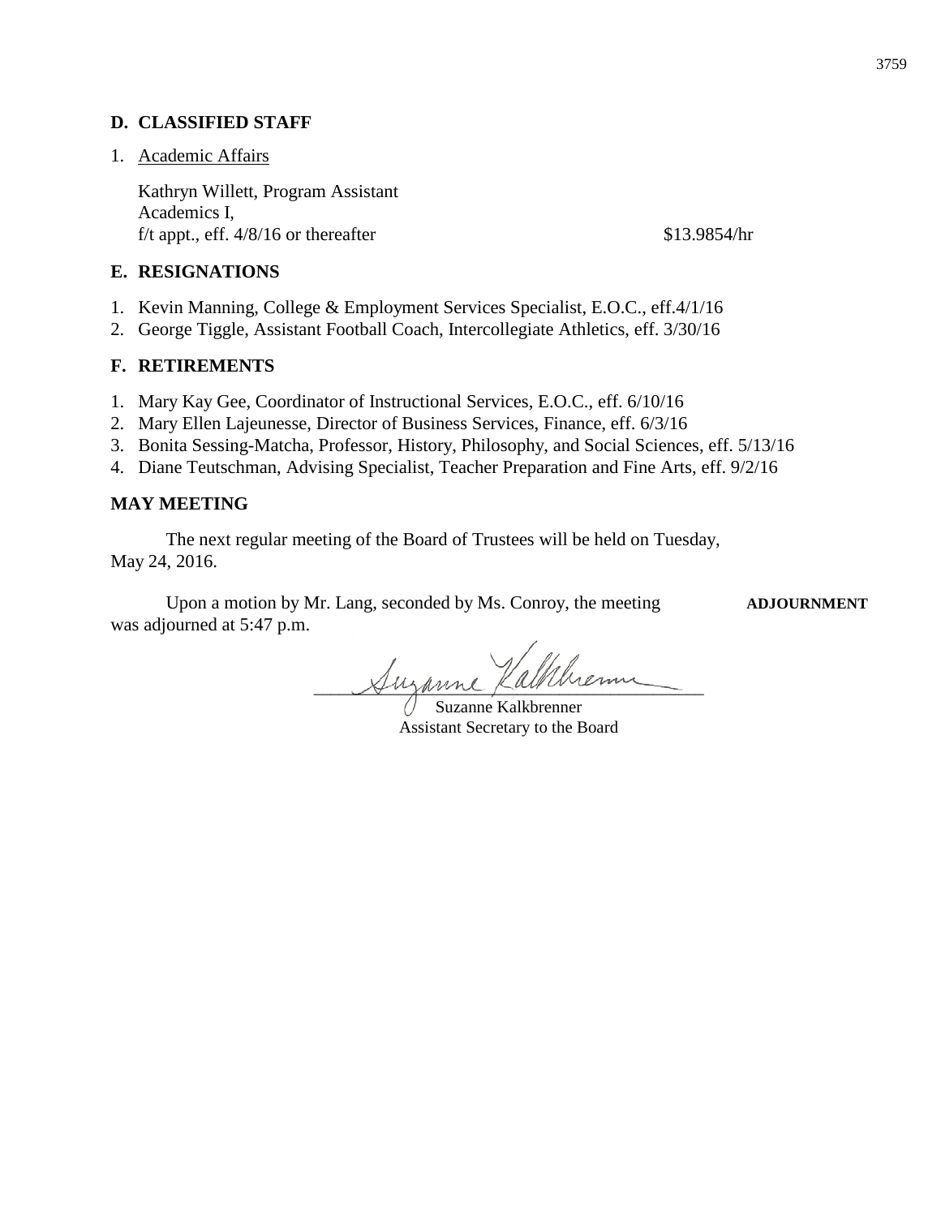## D. CLASSIFIED STAFF

1. Academic Affairs

   Kathryn Willett, Program Assistant
   Academics I,
   f/t appt., eff. 4/8/16 or thereafter $13.9854/hr

## E. RESIGNATIONS

1. Kevin Manning, College & Employment Services Specialist, E.O.C., eff.4/1/16
2. George Tiggle, Assistant Football Coach, Intercollegiate Athletics, eff. 3/30/16

## F. RETIREMENTS

1. Mary Kay Gee, Coordinator of Instructional Services, E.O.C., eff. 6/10/16
2. Mary Ellen Lajeunesse, Director of Business Services, Finance, eff. 6/3/16
3. Bonita Sessing-Matcha, Professor, History, Philosophy, and Social Sciences, eff. 5/13/16
4. Diane Teutschman, Advising Specialist, Teacher Preparation and Fine Arts, eff. 9/2/16

## MAY MEETING

The next regular meeting of the Board of Trustees will be held on Tuesday, May 24, 2016.

**ADJOURNMENT**

Upon a motion by Mr. Lang, seconded by Ms. Conroy, the meeting was adjourned at 5:47 p.m.

Suzanne Kalkbrenner
Assistant Secretary to the Board